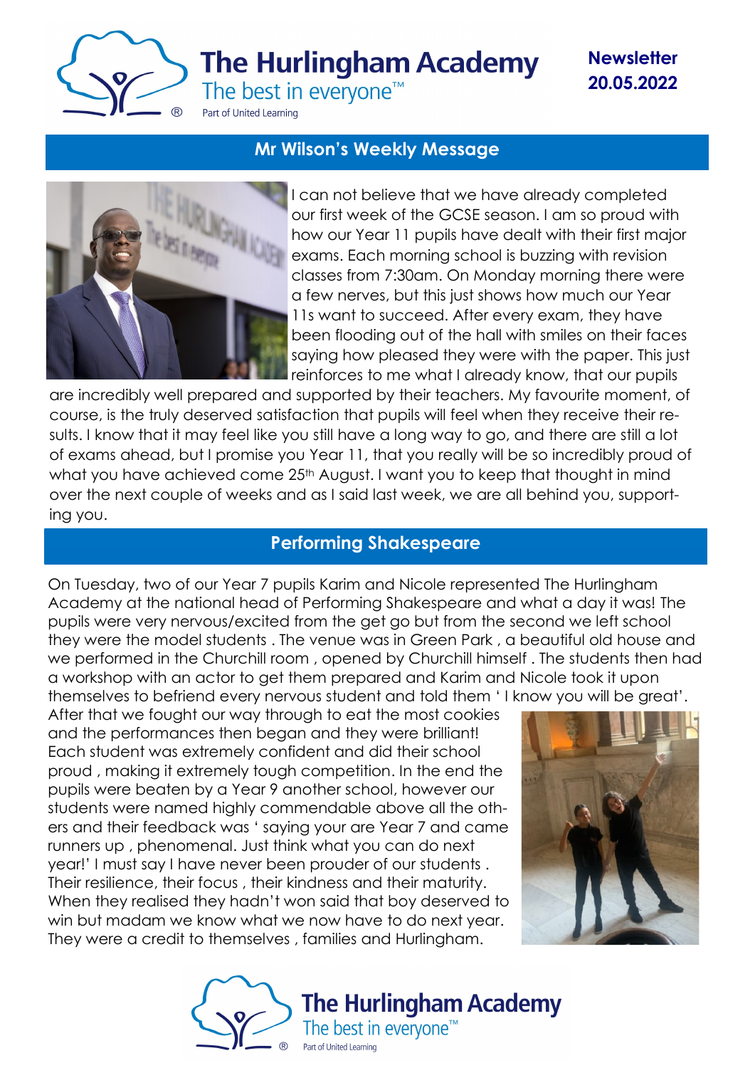# The Hurlingham Academy

The best in everyone™

Part of United Learning

**Newsletter 20.05.2022**

## Mr Wilson's Weekly Message

I can not believe that we have already completed our first week of the GCSE season. I am so proud with how our Year 11 pupils have dealt with their first major exams. Each morning school is buzzing with revision classes from 7:30am. On Monday morning there were a few nerves, but this just shows how much our Year 11s want to succeed. After every exam, they have been flooding out of the hall with smiles on their faces saying how pleased they were with the paper. This just reinforces to me what I already know, that our pupils are incredibly well prepared and supported by their teachers. My favourite moment, of course, is the truly deserved satisfaction that pupils will feel when they receive their results. I know that it may feel like you still have a long way to go, and there are still a lot of exams ahead, but I promise you Year 11, that you really will be so incredibly proud of what you have achieved come 25th August. I want you to keep that thought in mind over the next couple of weeks and as I said last week, we are all behind you, supporting you.

## Performing Shakespeare

On Tuesday, two of our Year 7 pupils Karim and Nicole represented The Hurlingham Academy at the national head of Performing Shakespeare and what a day it was! The pupils were very nervous/excited from the get go but from the second we left school they were the model students . The venue was in Green Park , a beautiful old house and we performed in the Churchill room , opened by Churchill himself . The students then had a workshop with an actor to get them prepared and Karim and Nicole took it upon themselves to befriend every nervous student and told them ' I know you will be great'. After that we fought our way through to eat the most cookies and the performances then began and they were brilliant! Each student was extremely confident and did their school proud , making it extremely tough competition. In the end the pupils were beaten by a Year 9 another school, however our students were named highly commendable above all the others and their feedback was ' saying your are Year 7 and came runners up , phenomenal. Just think what you can do next year!' I must say I have never been prouder of our students . Their resilience, their focus , their kindness and their maturity. When they realised they hadn't won said that boy deserved to win but madam we know what we now have to do next year. They were a credit to themselves , families and Hurlingham.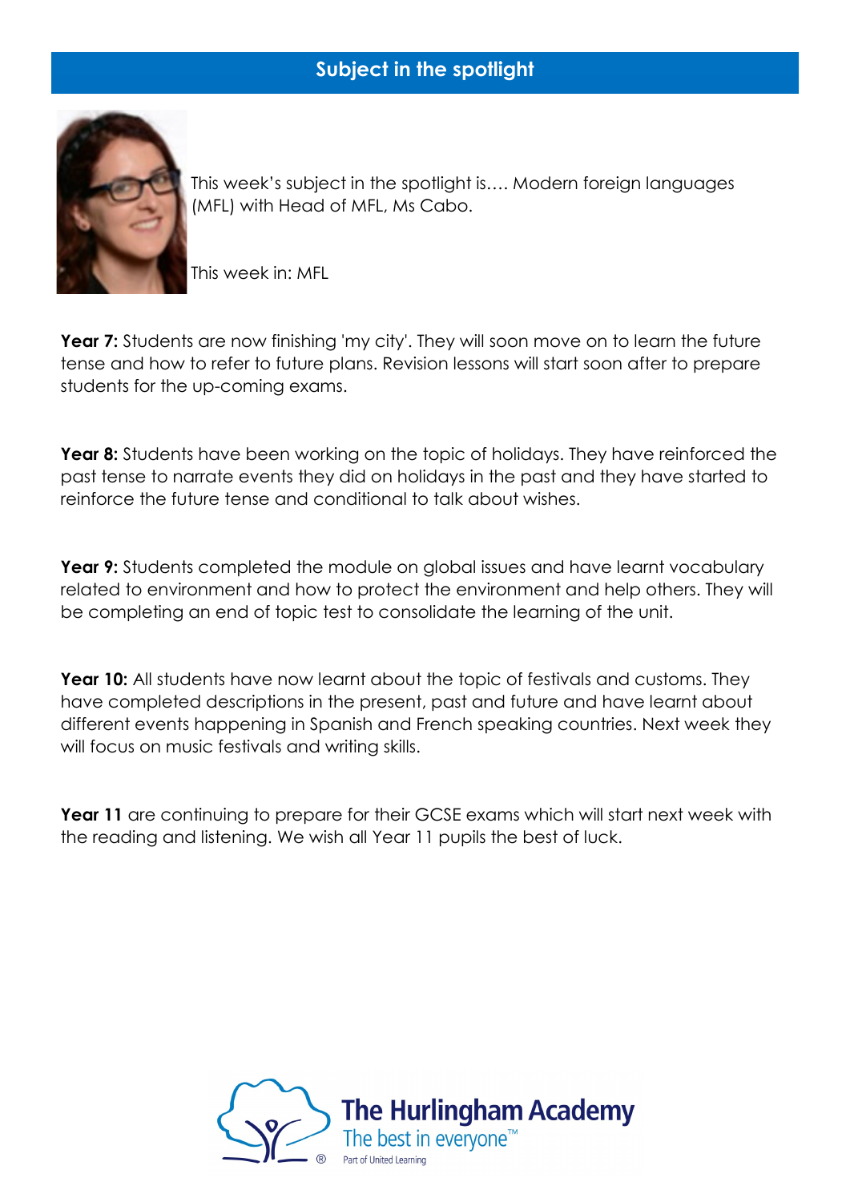## Subject in the spotlight

This week's subject in the spotlight is…. Modern foreign languages (MFL) with Head of MFL, Ms Cabo.

This week in: MFL

**Year 7:** Students are now finishing 'my city'. They will soon move on to learn the future tense and how to refer to future plans. Revision lessons will start soon after to prepare students for the up-coming exams.

**Year 8:** Students have been working on the topic of holidays. They have reinforced the past tense to narrate events they did on holidays in the past and they have started to reinforce the future tense and conditional to talk about wishes.

**Year 9:** Students completed the module on global issues and have learnt vocabulary related to environment and how to protect the environment and help others. They will be completing an end of topic test to consolidate the learning of the unit.

**Year 10:** All students have now learnt about the topic of festivals and customs. They have completed descriptions in the present, past and future and have learnt about different events happening in Spanish and French speaking countries. Next week they will focus on music festivals and writing skills.

**Year 11** are continuing to prepare for their GCSE exams which will start next week with the reading and listening. We wish all Year 11 pupils the best of luck.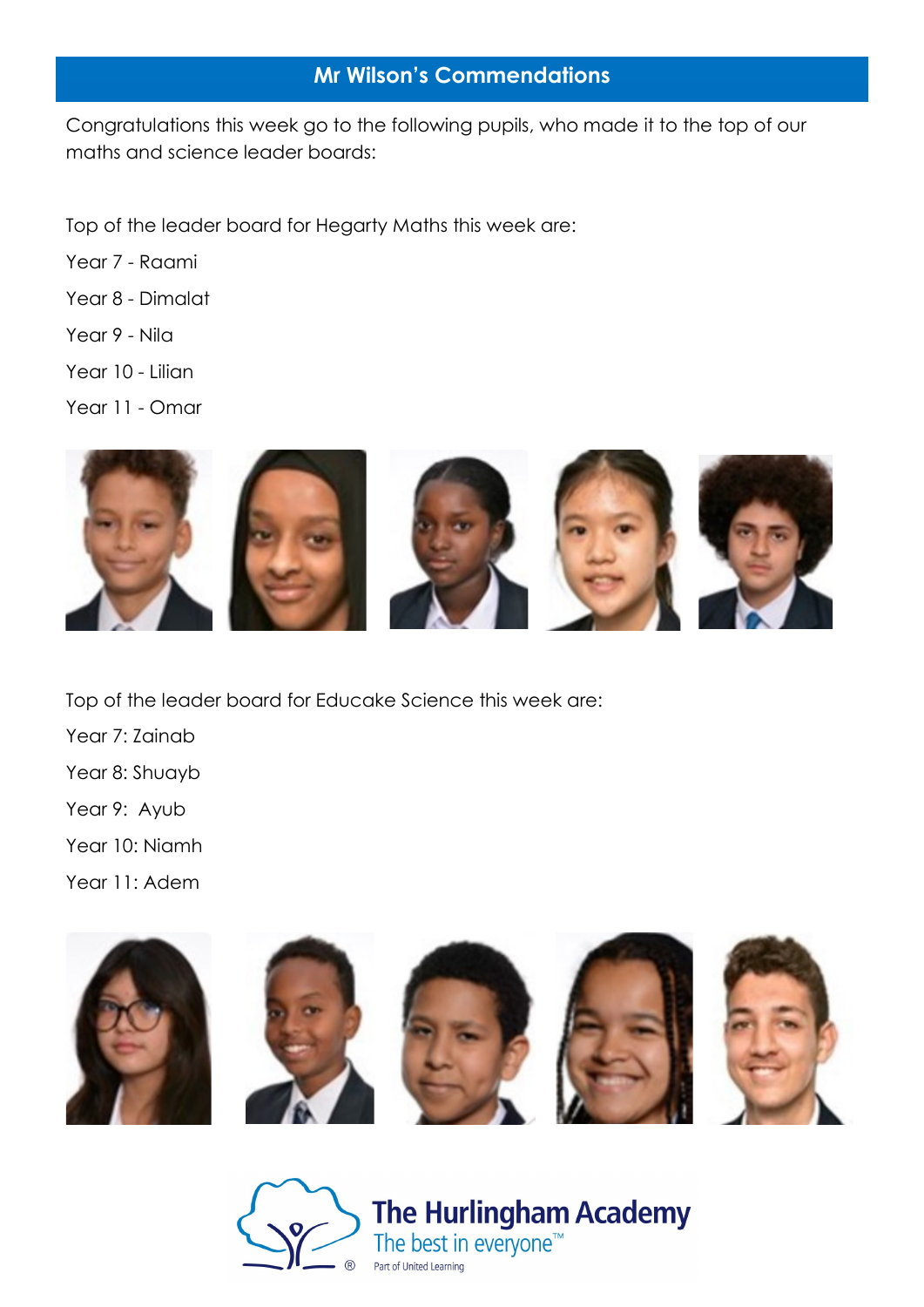## Mr Wilson's Commendations

Congratulations this week go to the following pupils, who made it to the top of our maths and science leader boards:

Top of the leader board for Hegarty Maths this week are:

Year 7 - Raami

Year 8 - Dimalat

Year 9 - Nila

Year 10 - Lilian

Year 11 - Omar

Top of the leader board for Educake Science this week are:

Year 7: Zainab

Year 8: Shuayb

Year 9: Ayub

Year 10: Niamh

Year 11: Adem

The Hurlingham Academy

The best in everyone™

Part of United Learning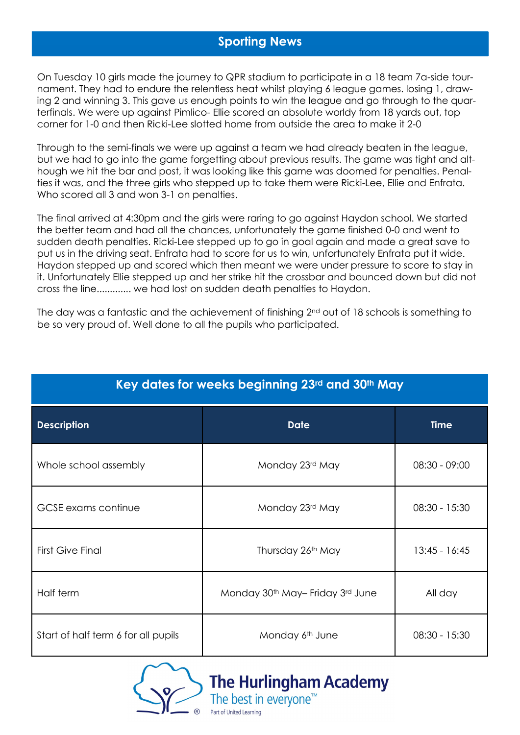## Sporting News

On Tuesday 10 girls made the journey to QPR stadium to participate in a 18 team 7a-side tournament. They had to endure the relentless heat whilst playing 6 league games. losing 1, drawing 2 and winning 3. This gave us enough points to win the league and go through to the quarterfinals. We were up against Pimlico- Ellie scored an absolute worldy from 18 yards out, top corner for 1-0 and then Ricki-Lee slotted home from outside the area to make it 2-0

Through to the semi-finals we were up against a team we had already beaten in the league, but we had to go into the game forgetting about previous results. The game was tight and although we hit the bar and post, it was looking like this game was doomed for penalties. Penalties it was, and the three girls who stepped up to take them were Ricki-Lee, Ellie and Enfrata. Who scored all 3 and won 3-1 on penalties.

The final arrived at 4:30pm and the girls were raring to go against Haydon school. We started the better team and had all the chances, unfortunately the game finished 0-0 and went to sudden death penalties. Ricki-Lee stepped up to go in goal again and made a great save to put us in the driving seat. Enfrata had to score for us to win, unfortunately Enfrata put it wide. Haydon stepped up and scored which then meant we were under pressure to score to stay in it. Unfortunately Ellie stepped up and her strike hit the crossbar and bounced down but did not cross the line............ we had lost on sudden death penalties to Haydon.

The day was a fantastic and the achievement of finishing 2nd out of 18 schools is something to be so very proud of. Well done to all the pupils who participated.

## Key dates for weeks beginning 23rd and 30th May

| Description | Date | Time |
|---|---|---|
| Whole school assembly | Monday 23rd May | 08:30 - 09:00 |
| GCSE exams continue | Monday 23rd May | 08:30 - 15:30 |
| First Give Final | Thursday 26th May | 13:45 - 16:45 |
| Half term | Monday 30th May– Friday 3rd June | All day |
| Start of half term 6 for all pupils | Monday 6th June | 08:30 - 15:30 |

The Hurlingham Academy
The best in everyone™
Part of United Learning